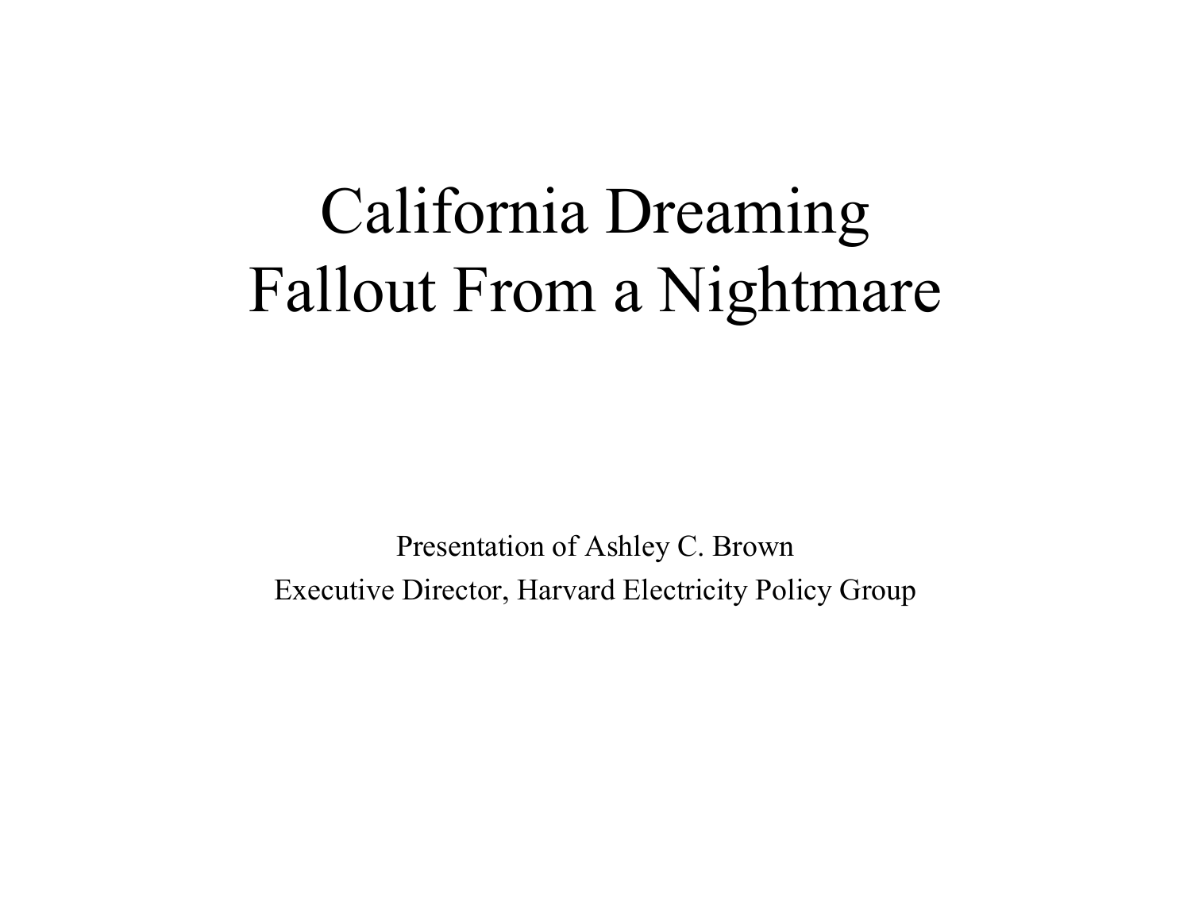# California Dreaming
# Fallout From a Nightmare

Presentation of Ashley C. Brown

Executive Director, Harvard Electricity Policy Group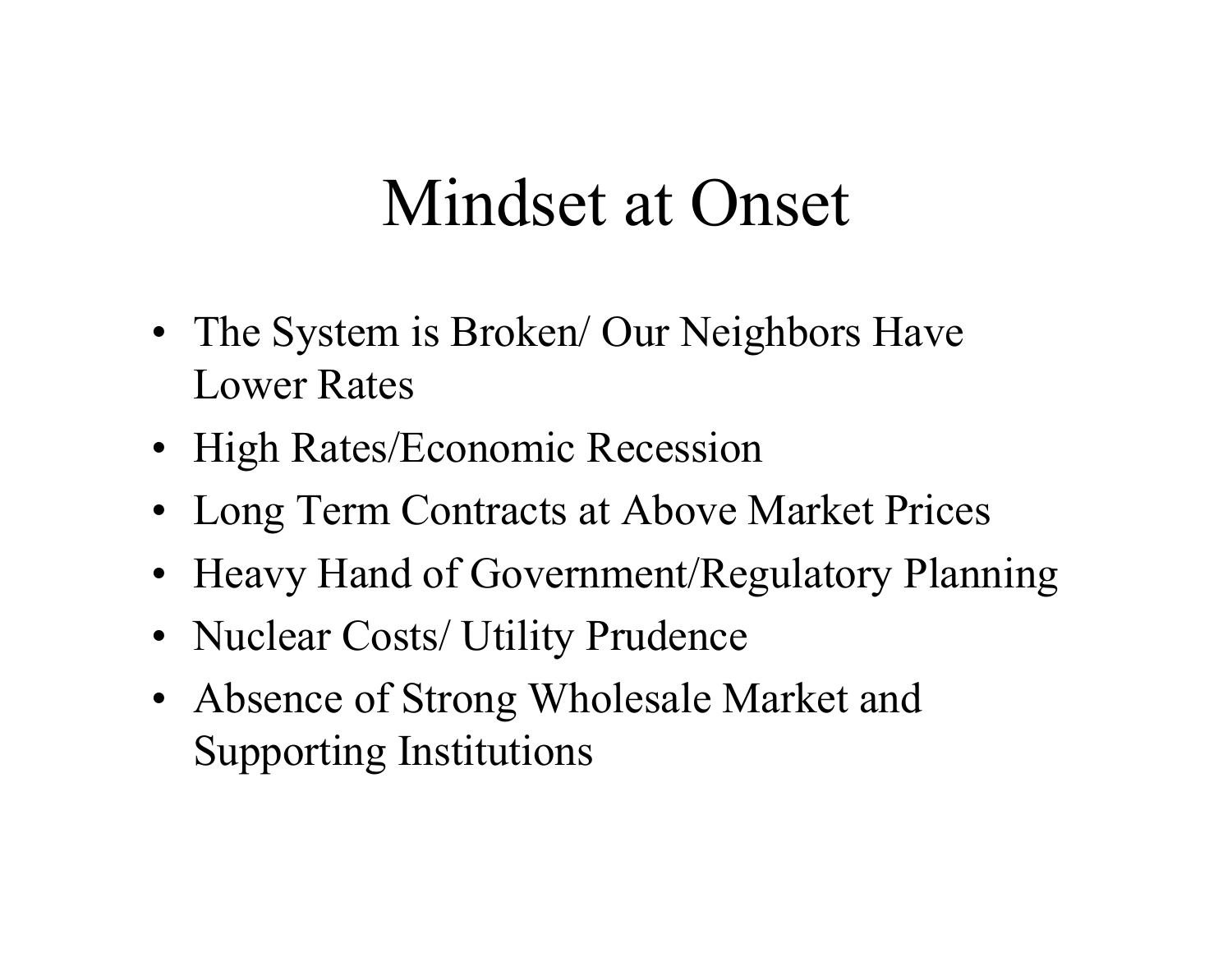# Mindset at Onset

- The System is Broken/ Our Neighbors Have Lower Rates
- High Rates/Economic Recession
- Long Term Contracts at Above Market Prices
- Heavy Hand of Government/Regulatory Planning
- Nuclear Costs/ Utility Prudence
- Absence of Strong Wholesale Market and Supporting Institutions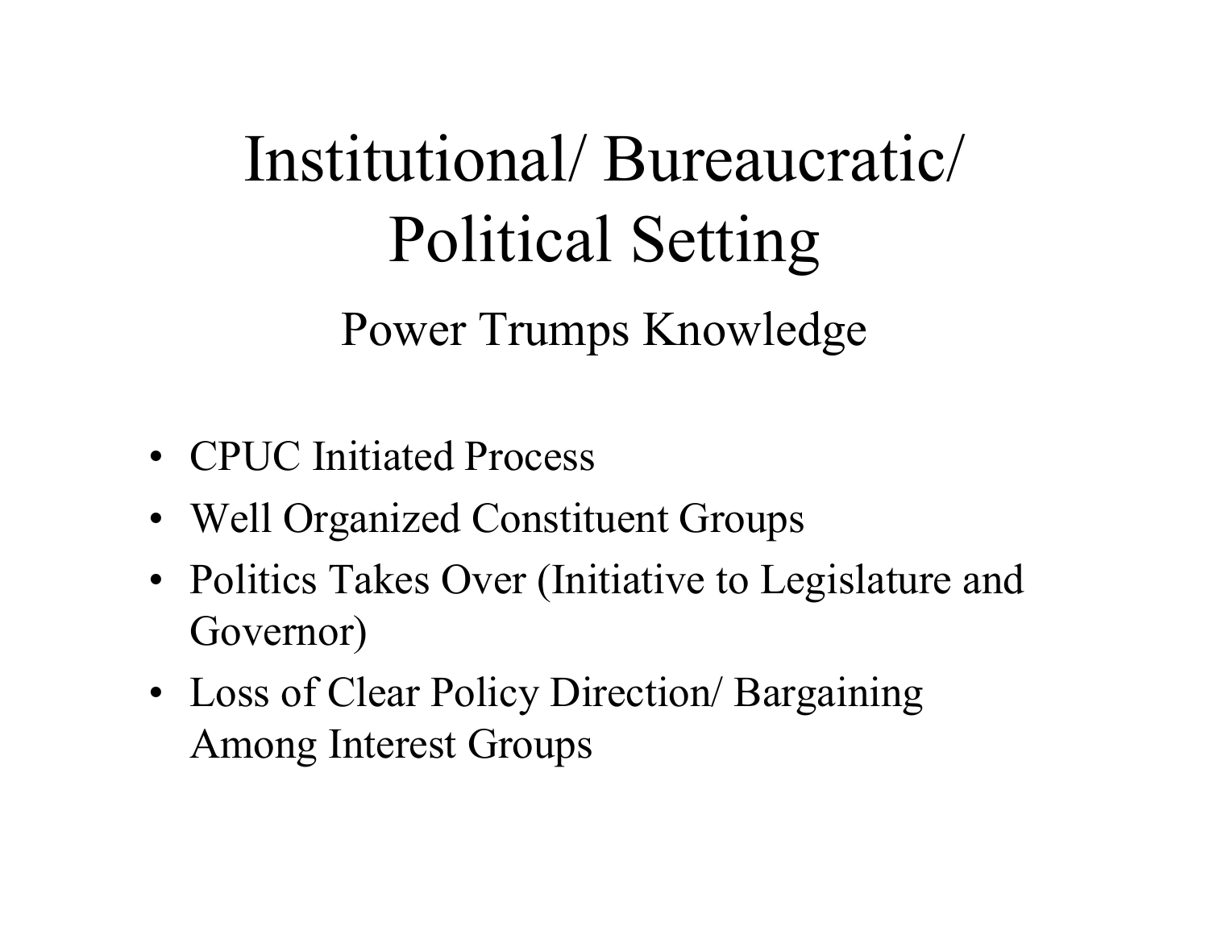# Institutional/ Bureaucratic/ Political Setting

## Power Trumps Knowledge

- CPUC Initiated Process
- Well Organized Constituent Groups
- Politics Takes Over (Initiative to Legislature and Governor)
- Loss of Clear Policy Direction/ Bargaining Among Interest Groups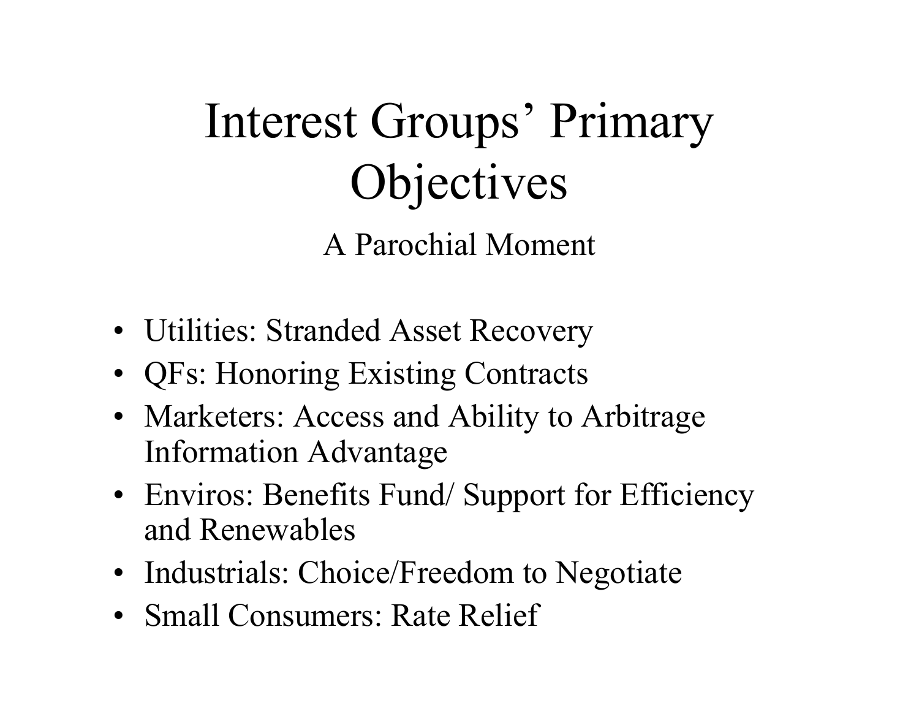# Interest Groups' Primary Objectives

A Parochial Moment

- Utilities: Stranded Asset Recovery
- QFs: Honoring Existing Contracts
- Marketers: Access and Ability to Arbitrage Information Advantage
- Enviros: Benefits Fund/ Support for Efficiency and Renewables
- Industrials: Choice/Freedom to Negotiate
- Small Consumers: Rate Relief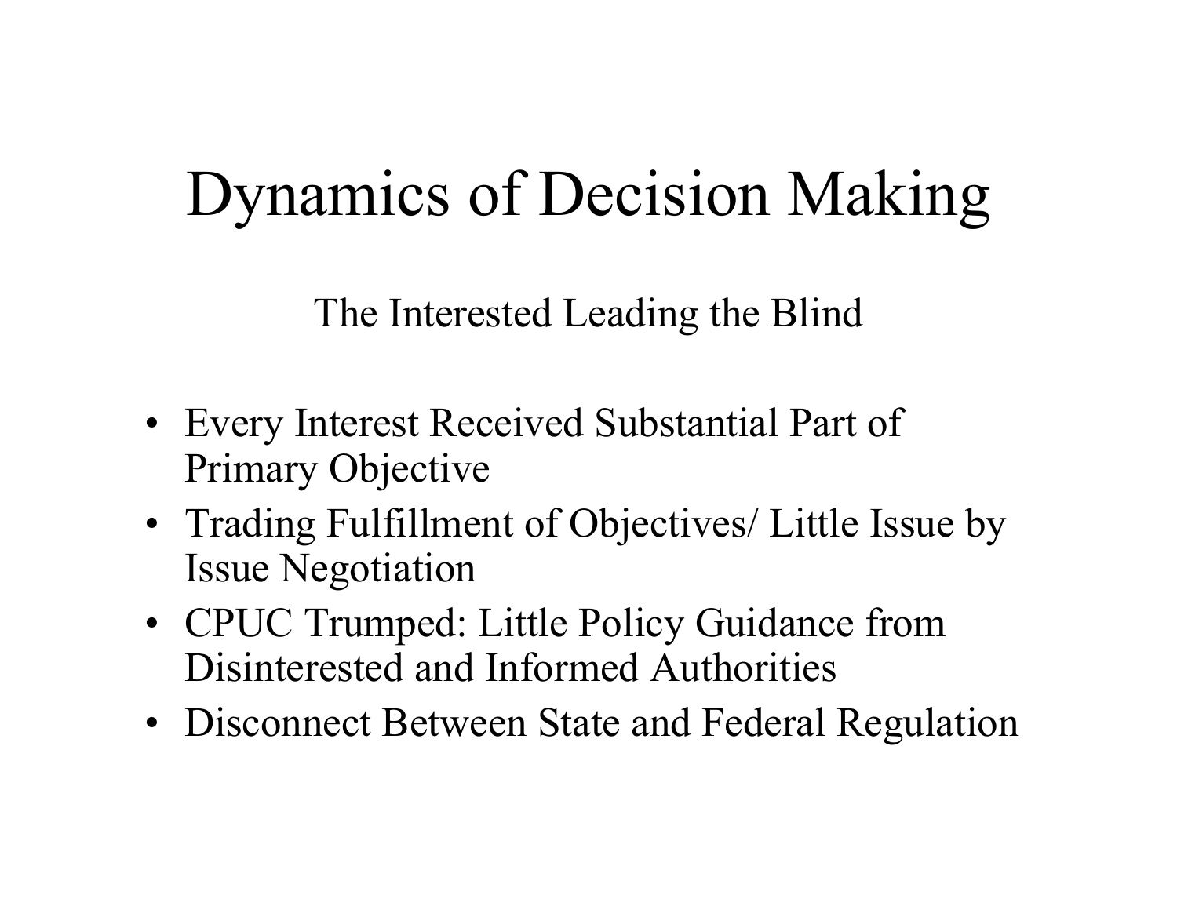# Dynamics of Decision Making

The Interested Leading the Blind

- Every Interest Received Substantial Part of Primary Objective
- Trading Fulfillment of Objectives/ Little Issue by Issue Negotiation
- CPUC Trumped: Little Policy Guidance from Disinterested and Informed Authorities
- Disconnect Between State and Federal Regulation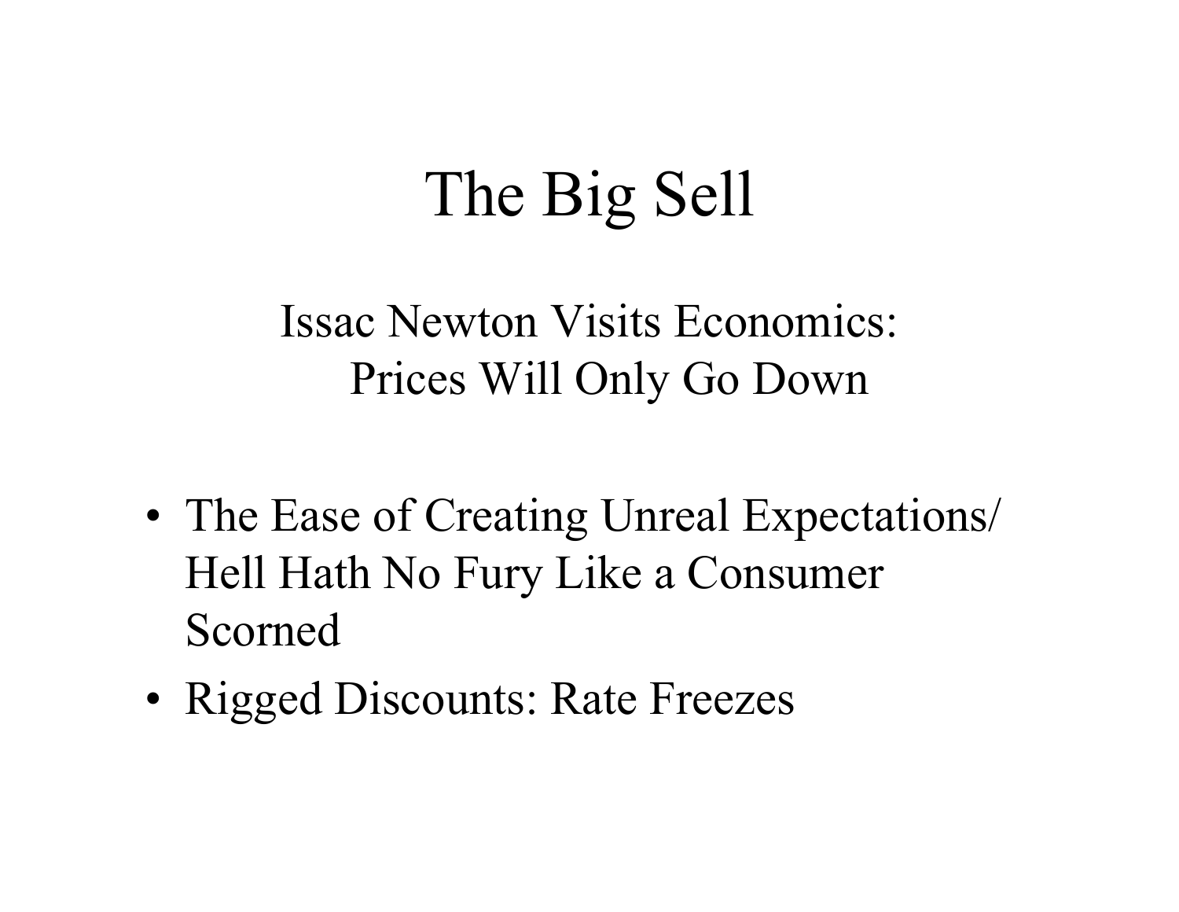# The Big Sell

Issac Newton Visits Economics:
Prices Will Only Go Down

- The Ease of Creating Unreal Expectations/ Hell Hath No Fury Like a Consumer Scorned
- Rigged Discounts: Rate Freezes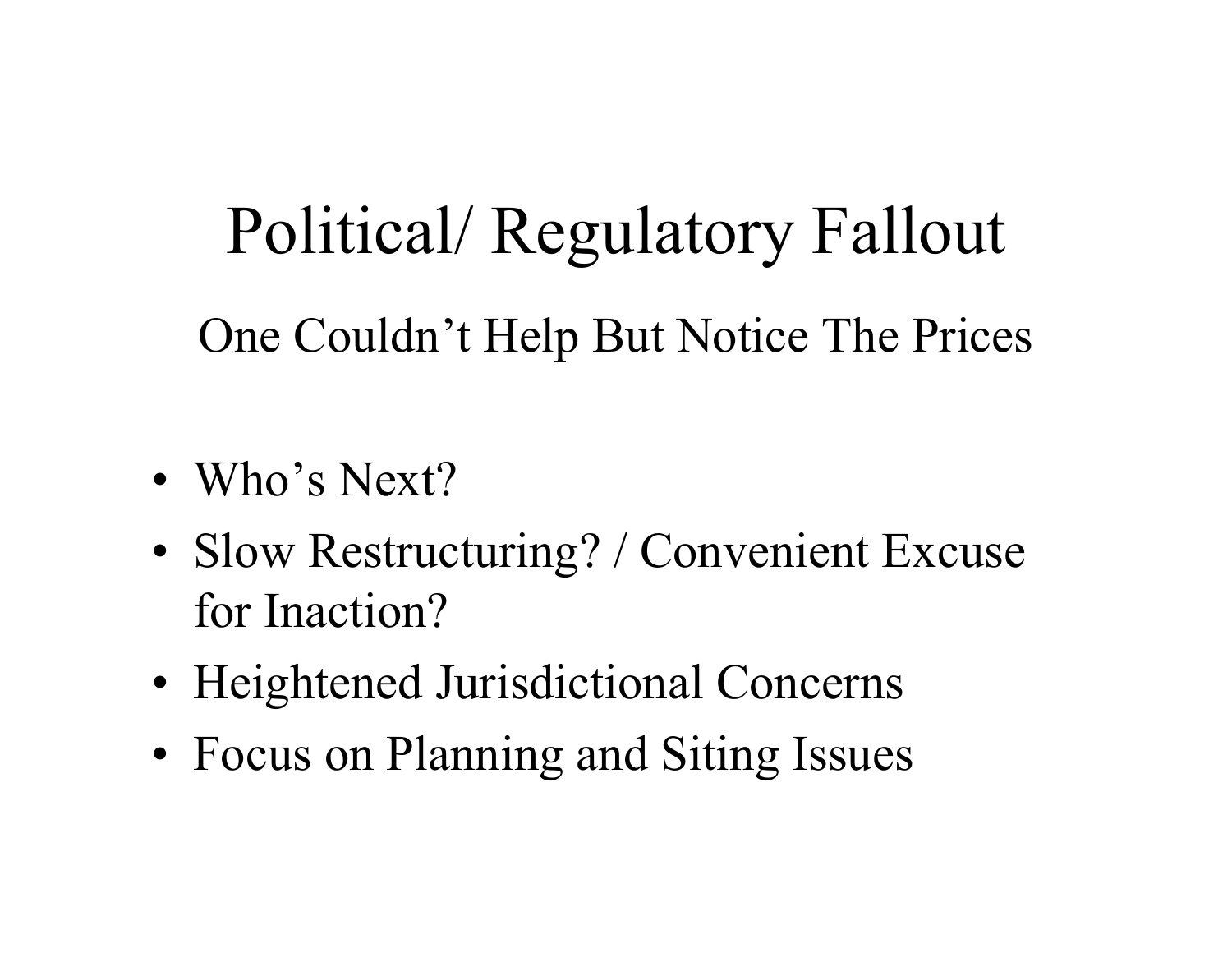# Political/ Regulatory Fallout

## One Couldn't Help But Notice The Prices

- Who's Next?
- Slow Restructuring? / Convenient Excuse for Inaction?
- Heightened Jurisdictional Concerns
- Focus on Planning and Siting Issues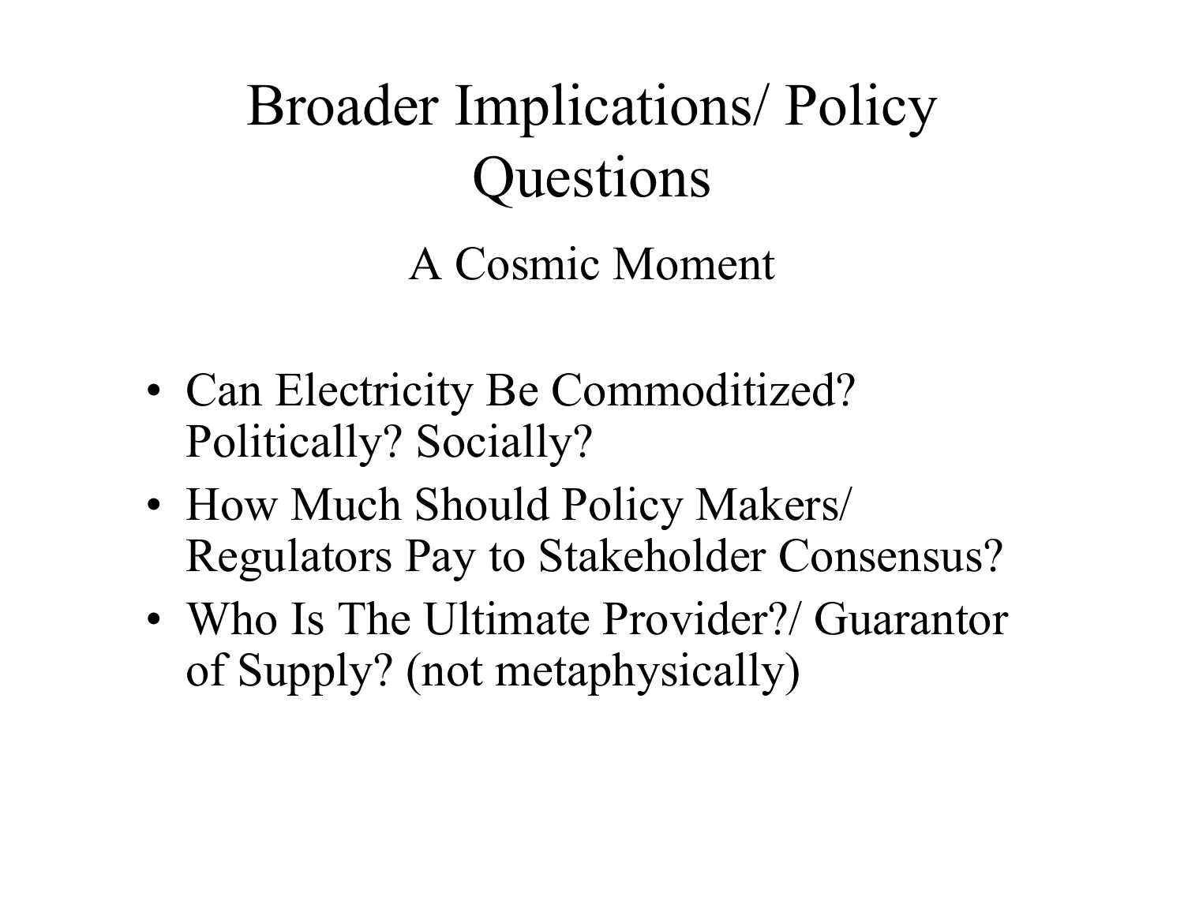# Broader Implications/ Policy Questions

## A Cosmic Moment

- Can Electricity Be Commoditized? Politically? Socially?
- How Much Should Policy Makers/ Regulators Pay to Stakeholder Consensus?
- Who Is The Ultimate Provider?/ Guarantor of Supply? (not metaphysically)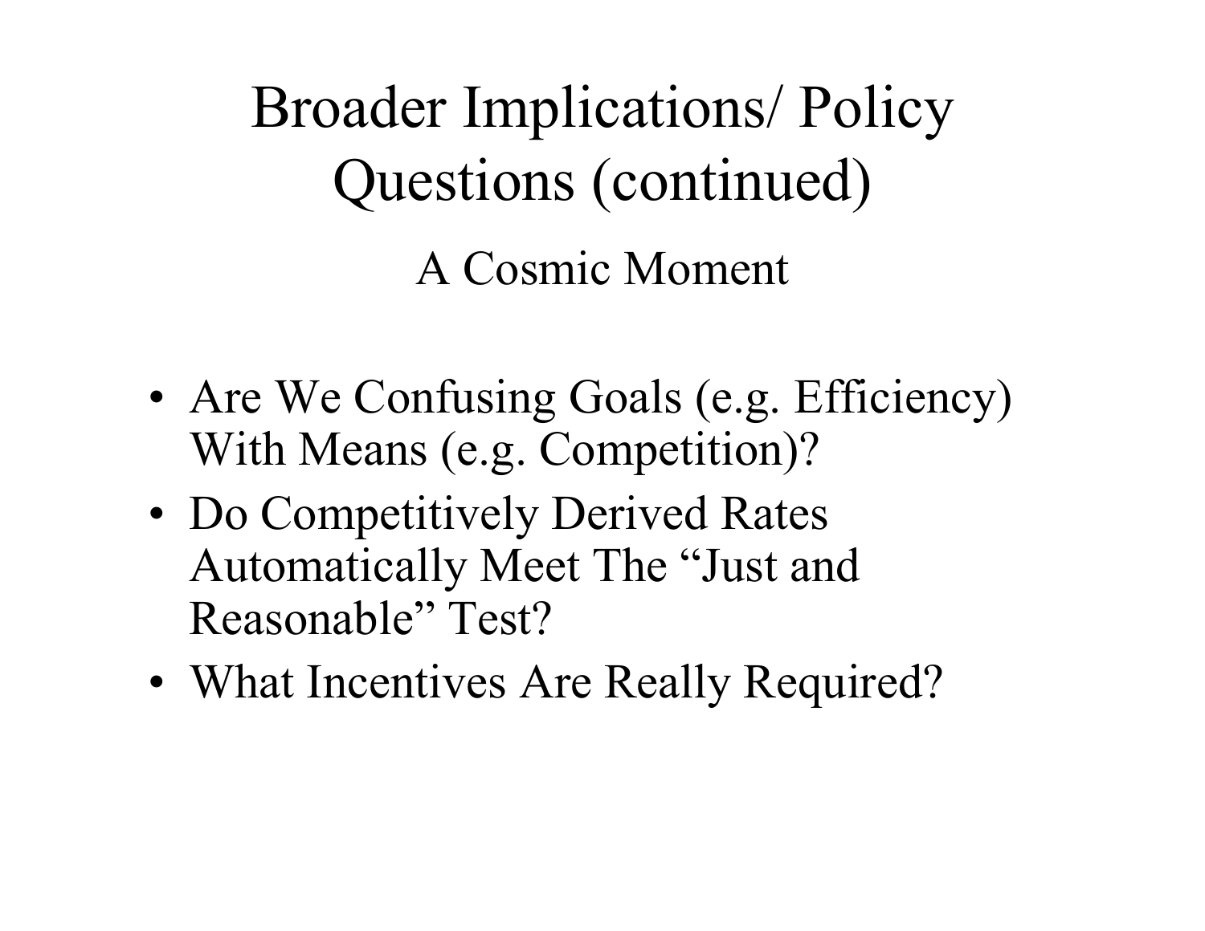# Broader Implications/ Policy Questions (continued)

## A Cosmic Moment

- Are We Confusing Goals (e.g. Efficiency) With Means (e.g. Competition)?
- Do Competitively Derived Rates Automatically Meet The "Just and Reasonable" Test?
- What Incentives Are Really Required?